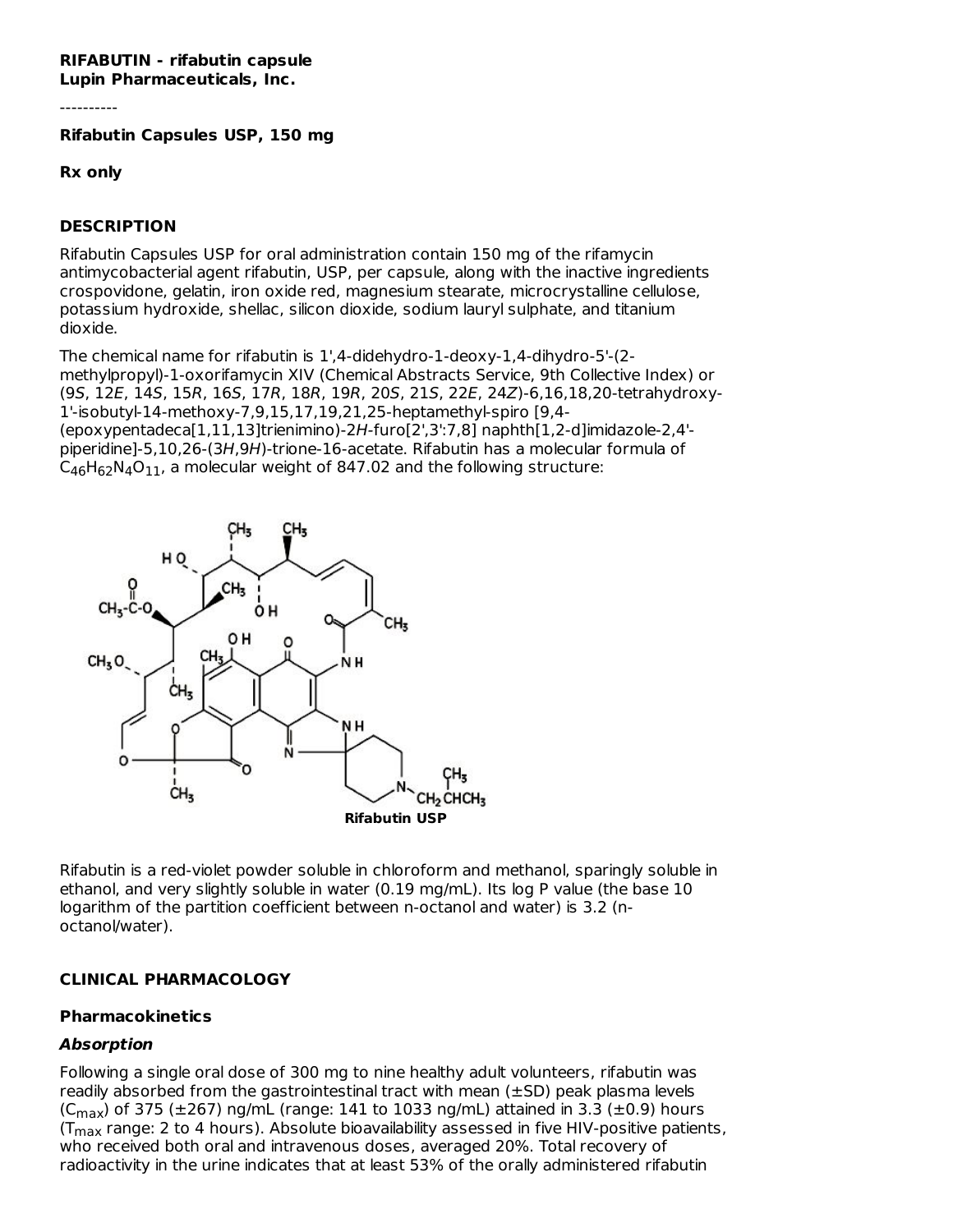**RIFABUTIN - rifabutin capsule**
**Lupin Pharmaceuticals, Inc.**

----------

**Rifabutin Capsules USP, 150 mg**

**Rx only**

## DESCRIPTION

Rifabutin Capsules USP for oral administration contain 150 mg of the rifamycin antimycobacterial agent rifabutin, USP, per capsule, along with the inactive ingredients crospovidone, gelatin, iron oxide red, magnesium stearate, microcrystalline cellulose, potassium hydroxide, shellac, silicon dioxide, sodium lauryl sulphate, and titanium dioxide.

The chemical name for rifabutin is 1',4-didehydro-1-deoxy-1,4-dihydro-5'-(2-methylpropyl)-1-oxorifamycin XIV (Chemical Abstracts Service, 9th Collective Index) or (9*S*, 12*E*, 14*S*, 15*R*, 16*S*, 17*R*, 18*R*, 19*R*, 20*S*, 21*S*, 22*E*, 24*Z*)-6,16,18,20-tetrahydroxy-1'-isobutyl-14-methoxy-7,9,15,17,19,21,25-heptamethyl-spiro [9,4-(epoxypentadeca[1,11,13]trienimino)-2*H*-furo[2',3':7,8] naphth[1,2-d]imidazole-2,4'-piperidine]-5,10,26-(3*H*,9*H*)-trione-16-acetate. Rifabutin has a molecular formula of $C_{46}H_{62}N_4O_{11}$, a molecular weight of 847.02 and the following structure:

**Rifabutin USP**

Rifabutin is a red-violet powder soluble in chloroform and methanol, sparingly soluble in ethanol, and very slightly soluble in water (0.19 mg/mL). Its log P value (the base 10 logarithm of the partition coefficient between n-octanol and water) is 3.2 (n-octanol/water).

## CLINICAL PHARMACOLOGY

### Pharmacokinetics

#### *Absorption*

Following a single oral dose of 300 mg to nine healthy adult volunteers, rifabutin was readily absorbed from the gastrointestinal tract with mean (±SD) peak plasma levels ($C_{max}$) of 375 (±267) ng/mL (range: 141 to 1033 ng/mL) attained in 3.3 (±0.9) hours ($T_{max}$ range: 2 to 4 hours). Absolute bioavailability assessed in five HIV-positive patients, who received both oral and intravenous doses, averaged 20%. Total recovery of radioactivity in the urine indicates that at least 53% of the orally administered rifabutin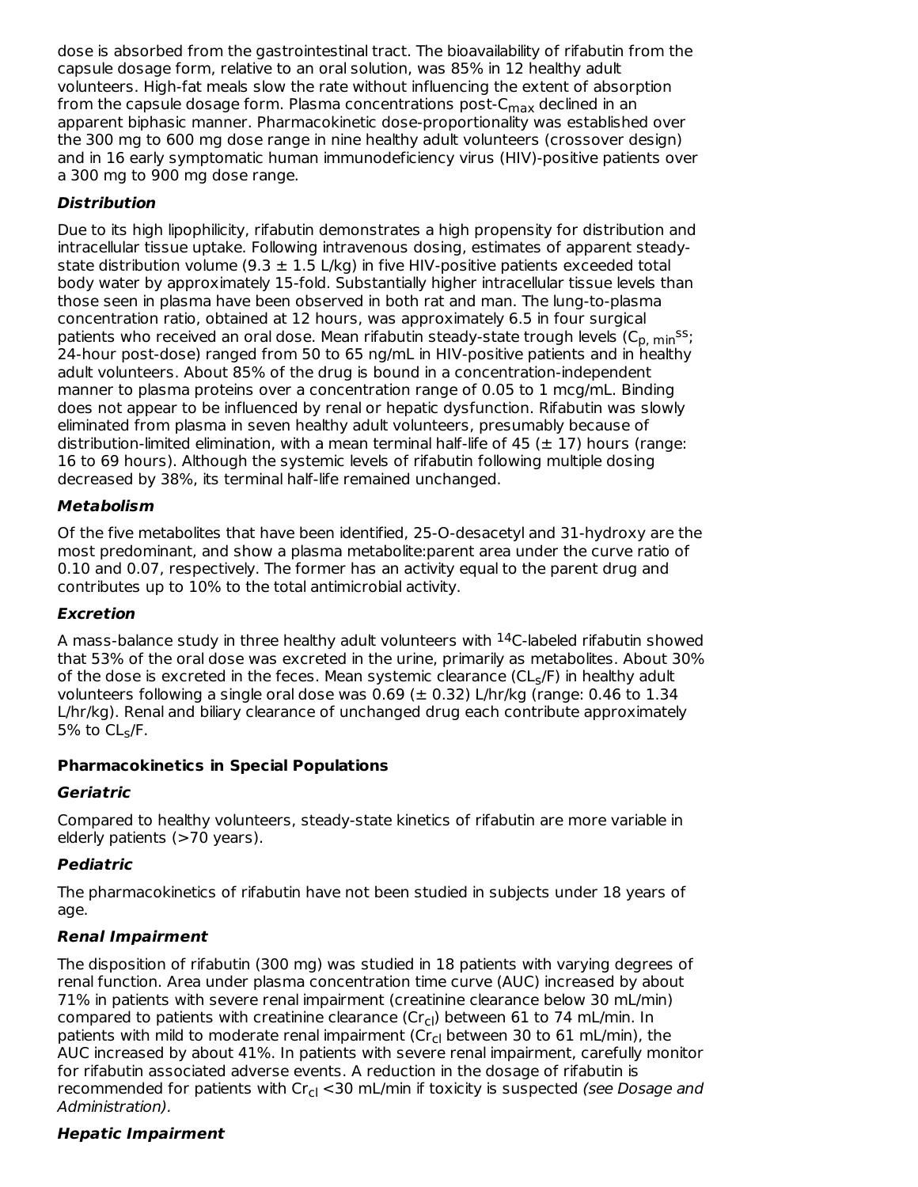dose is absorbed from the gastrointestinal tract. The bioavailability of rifabutin from the capsule dosage form, relative to an oral solution, was 85% in 12 healthy adult volunteers. High-fat meals slow the rate without influencing the extent of absorption from the capsule dosage form. Plasma concentrations post-$C_{max}$ declined in an apparent biphasic manner. Pharmacokinetic dose-proportionality was established over the 300 mg to 600 mg dose range in nine healthy adult volunteers (crossover design) and in 16 early symptomatic human immunodeficiency virus (HIV)-positive patients over a 300 mg to 900 mg dose range.

***Distribution***

Due to its high lipophilicity, rifabutin demonstrates a high propensity for distribution and intracellular tissue uptake. Following intravenous dosing, estimates of apparent steady-state distribution volume (9.3 ± 1.5 L/kg) in five HIV-positive patients exceeded total body water by approximately 15-fold. Substantially higher intracellular tissue levels than those seen in plasma have been observed in both rat and man. The lung-to-plasma concentration ratio, obtained at 12 hours, was approximately 6.5 in four surgical patients who received an oral dose. Mean rifabutin steady-state trough levels ($C_{p,\,min}^{ss}$; 24-hour post-dose) ranged from 50 to 65 ng/mL in HIV-positive patients and in healthy adult volunteers. About 85% of the drug is bound in a concentration-independent manner to plasma proteins over a concentration range of 0.05 to 1 mcg/mL. Binding does not appear to be influenced by renal or hepatic dysfunction. Rifabutin was slowly eliminated from plasma in seven healthy adult volunteers, presumably because of distribution-limited elimination, with a mean terminal half-life of 45 (± 17) hours (range: 16 to 69 hours). Although the systemic levels of rifabutin following multiple dosing decreased by 38%, its terminal half-life remained unchanged.

***Metabolism***

Of the five metabolites that have been identified, 25-O-desacetyl and 31-hydroxy are the most predominant, and show a plasma metabolite:parent area under the curve ratio of 0.10 and 0.07, respectively. The former has an activity equal to the parent drug and contributes up to 10% to the total antimicrobial activity.

***Excretion***

A mass-balance study in three healthy adult volunteers with $^{14}C$-labeled rifabutin showed that 53% of the oral dose was excreted in the urine, primarily as metabolites. About 30% of the dose is excreted in the feces. Mean systemic clearance ($CL_s/F$) in healthy adult volunteers following a single oral dose was 0.69 (± 0.32) L/hr/kg (range: 0.46 to 1.34 L/hr/kg). Renal and biliary clearance of unchanged drug each contribute approximately 5% to $CL_s/F$.

**Pharmacokinetics in Special Populations**

***Geriatric***

Compared to healthy volunteers, steady-state kinetics of rifabutin are more variable in elderly patients (>70 years).

***Pediatric***

The pharmacokinetics of rifabutin have not been studied in subjects under 18 years of age.

***Renal Impairment***

The disposition of rifabutin (300 mg) was studied in 18 patients with varying degrees of renal function. Area under plasma concentration time curve (AUC) increased by about 71% in patients with severe renal impairment (creatinine clearance below 30 mL/min) compared to patients with creatinine clearance ($Cr_{cl}$) between 61 to 74 mL/min. In patients with mild to moderate renal impairment ($Cr_{cl}$ between 30 to 61 mL/min), the AUC increased by about 41%. In patients with severe renal impairment, carefully monitor for rifabutin associated adverse events. A reduction in the dosage of rifabutin is recommended for patients with $Cr_{cl}$ <30 mL/min if toxicity is suspected *(see Dosage and Administration).*

***Hepatic Impairment***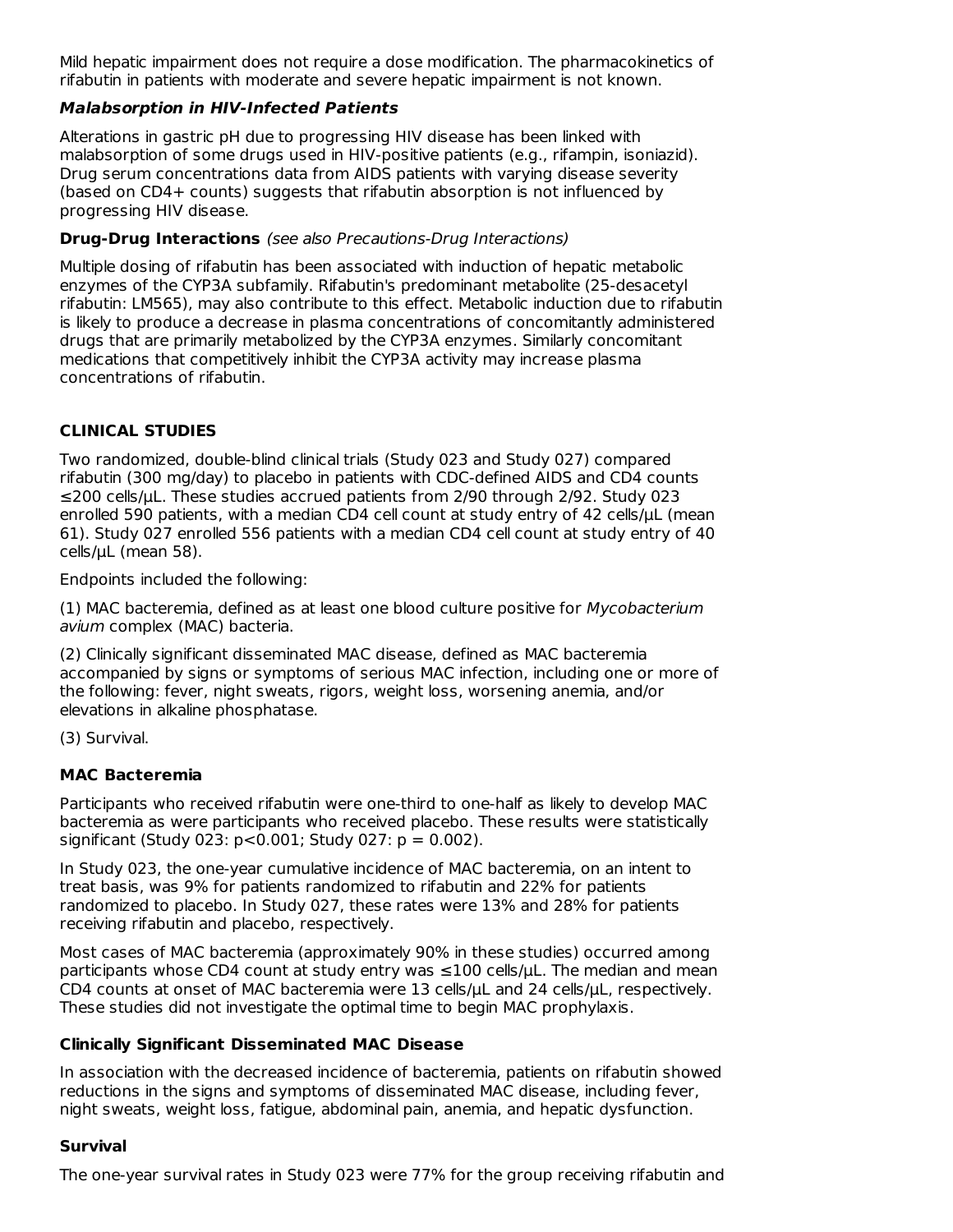Mild hepatic impairment does not require a dose modification. The pharmacokinetics of rifabutin in patients with moderate and severe hepatic impairment is not known.

#### ***Malabsorption in HIV-Infected Patients***

Alterations in gastric pH due to progressing HIV disease has been linked with malabsorption of some drugs used in HIV-positive patients (e.g., rifampin, isoniazid). Drug serum concentrations data from AIDS patients with varying disease severity (based on CD4+ counts) suggests that rifabutin absorption is not influenced by progressing HIV disease.

**Drug-Drug Interactions** *(see also Precautions-Drug Interactions)*

Multiple dosing of rifabutin has been associated with induction of hepatic metabolic enzymes of the CYP3A subfamily. Rifabutin's predominant metabolite (25-desacetyl rifabutin: LM565), may also contribute to this effect. Metabolic induction due to rifabutin is likely to produce a decrease in plasma concentrations of concomitantly administered drugs that are primarily metabolized by the CYP3A enzymes. Similarly concomitant medications that competitively inhibit the CYP3A activity may increase plasma concentrations of rifabutin.

## CLINICAL STUDIES

Two randomized, double-blind clinical trials (Study 023 and Study 027) compared rifabutin (300 mg/day) to placebo in patients with CDC-defined AIDS and CD4 counts ≤200 cells/µL. These studies accrued patients from 2/90 through 2/92. Study 023 enrolled 590 patients, with a median CD4 cell count at study entry of 42 cells/µL (mean 61). Study 027 enrolled 556 patients with a median CD4 cell count at study entry of 40 cells/µL (mean 58).

Endpoints included the following:

(1) MAC bacteremia, defined as at least one blood culture positive for *Mycobacterium avium* complex (MAC) bacteria.

(2) Clinically significant disseminated MAC disease, defined as MAC bacteremia accompanied by signs or symptoms of serious MAC infection, including one or more of the following: fever, night sweats, rigors, weight loss, worsening anemia, and/or elevations in alkaline phosphatase.

(3) Survival.

### MAC Bacteremia

Participants who received rifabutin were one-third to one-half as likely to develop MAC bacteremia as were participants who received placebo. These results were statistically significant (Study 023: $p<0.001$; Study 027: $p = 0.002$).

In Study 023, the one-year cumulative incidence of MAC bacteremia, on an intent to treat basis, was 9% for patients randomized to rifabutin and 22% for patients randomized to placebo. In Study 027, these rates were 13% and 28% for patients receiving rifabutin and placebo, respectively.

Most cases of MAC bacteremia (approximately 90% in these studies) occurred among participants whose CD4 count at study entry was ≤100 cells/µL. The median and mean CD4 counts at onset of MAC bacteremia were 13 cells/µL and 24 cells/µL, respectively. These studies did not investigate the optimal time to begin MAC prophylaxis.

### Clinically Significant Disseminated MAC Disease

In association with the decreased incidence of bacteremia, patients on rifabutin showed reductions in the signs and symptoms of disseminated MAC disease, including fever, night sweats, weight loss, fatigue, abdominal pain, anemia, and hepatic dysfunction.

### Survival

The one-year survival rates in Study 023 were 77% for the group receiving rifabutin and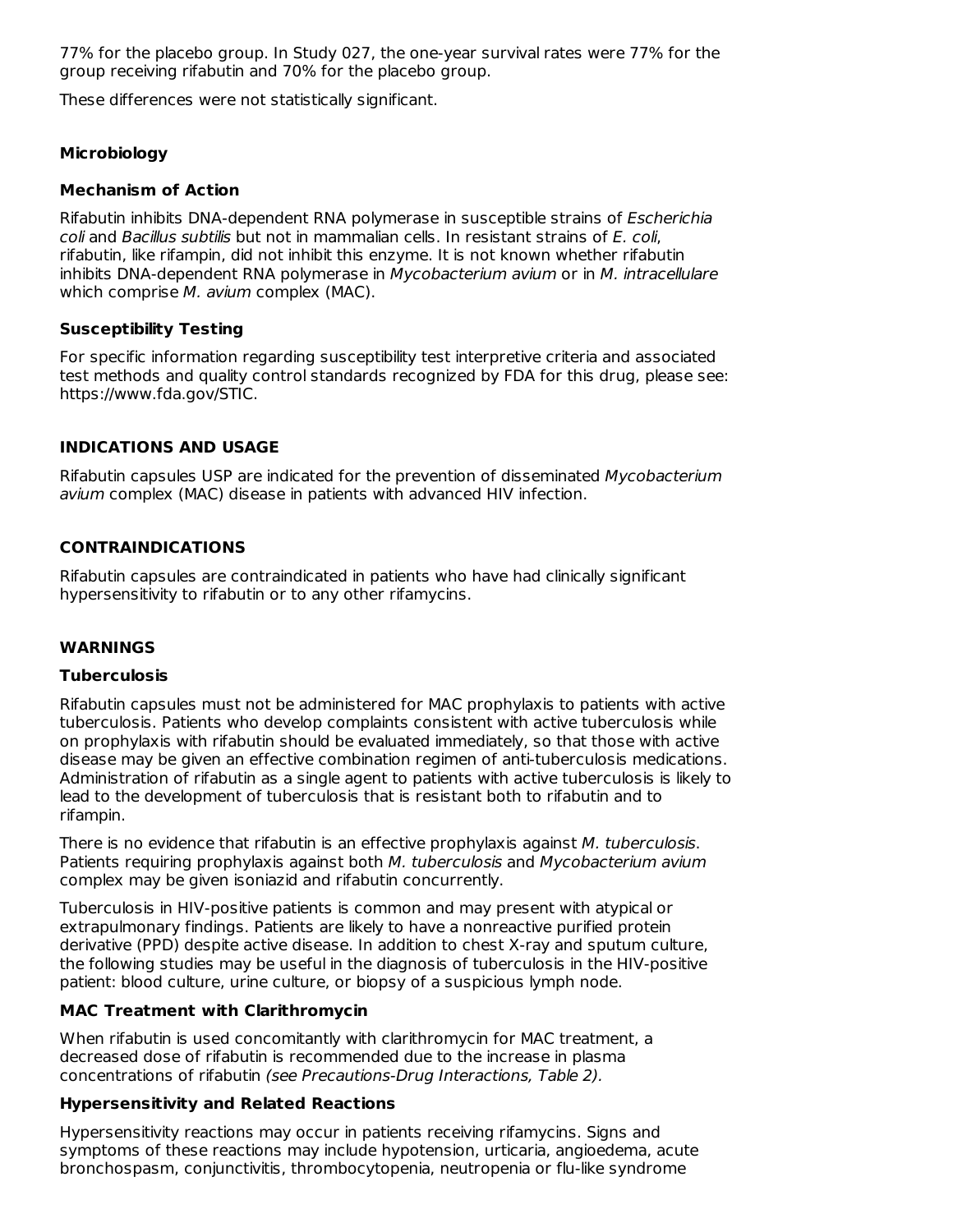77% for the placebo group. In Study 027, the one-year survival rates were 77% for the group receiving rifabutin and 70% for the placebo group.

These differences were not statistically significant.

### Microbiology

#### Mechanism of Action

Rifabutin inhibits DNA-dependent RNA polymerase in susceptible strains of *Escherichia coli* and *Bacillus subtilis* but not in mammalian cells. In resistant strains of *E. coli*, rifabutin, like rifampin, did not inhibit this enzyme. It is not known whether rifabutin inhibits DNA-dependent RNA polymerase in *Mycobacterium avium* or in *M. intracellulare* which comprise *M. avium* complex (MAC).

#### Susceptibility Testing

For specific information regarding susceptibility test interpretive criteria and associated test methods and quality control standards recognized by FDA for this drug, please see: https://www.fda.gov/STIC.

## INDICATIONS AND USAGE

Rifabutin capsules USP are indicated for the prevention of disseminated *Mycobacterium avium* complex (MAC) disease in patients with advanced HIV infection.

## CONTRAINDICATIONS

Rifabutin capsules are contraindicated in patients who have had clinically significant hypersensitivity to rifabutin or to any other rifamycins.

## WARNINGS

### Tuberculosis

Rifabutin capsules must not be administered for MAC prophylaxis to patients with active tuberculosis. Patients who develop complaints consistent with active tuberculosis while on prophylaxis with rifabutin should be evaluated immediately, so that those with active disease may be given an effective combination regimen of anti-tuberculosis medications. Administration of rifabutin as a single agent to patients with active tuberculosis is likely to lead to the development of tuberculosis that is resistant both to rifabutin and to rifampin.

There is no evidence that rifabutin is an effective prophylaxis against *M. tuberculosis*. Patients requiring prophylaxis against both *M. tuberculosis* and *Mycobacterium avium* complex may be given isoniazid and rifabutin concurrently.

Tuberculosis in HIV-positive patients is common and may present with atypical or extrapulmonary findings. Patients are likely to have a nonreactive purified protein derivative (PPD) despite active disease. In addition to chest X-ray and sputum culture, the following studies may be useful in the diagnosis of tuberculosis in the HIV-positive patient: blood culture, urine culture, or biopsy of a suspicious lymph node.

### MAC Treatment with Clarithromycin

When rifabutin is used concomitantly with clarithromycin for MAC treatment, a decreased dose of rifabutin is recommended due to the increase in plasma concentrations of rifabutin *(see Precautions-Drug Interactions, Table 2).*

### Hypersensitivity and Related Reactions

Hypersensitivity reactions may occur in patients receiving rifamycins. Signs and symptoms of these reactions may include hypotension, urticaria, angioedema, acute bronchospasm, conjunctivitis, thrombocytopenia, neutropenia or flu-like syndrome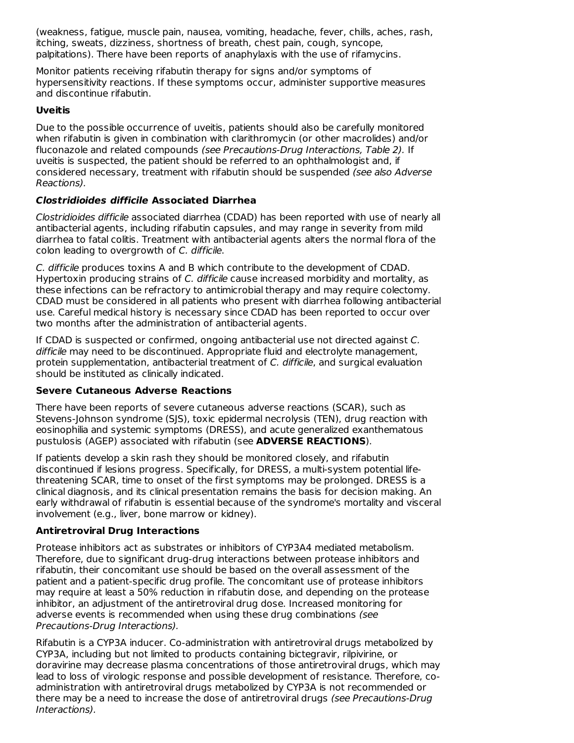(weakness, fatigue, muscle pain, nausea, vomiting, headache, fever, chills, aches, rash, itching, sweats, dizziness, shortness of breath, chest pain, cough, syncope, palpitations). There have been reports of anaphylaxis with the use of rifamycins.

Monitor patients receiving rifabutin therapy for signs and/or symptoms of hypersensitivity reactions. If these symptoms occur, administer supportive measures and discontinue rifabutin.

**Uveitis**

Due to the possible occurrence of uveitis, patients should also be carefully monitored when rifabutin is given in combination with clarithromycin (or other macrolides) and/or fluconazole and related compounds *(see Precautions-Drug Interactions, Table 2).* If uveitis is suspected, the patient should be referred to an ophthalmologist and, if considered necessary, treatment with rifabutin should be suspended *(see also Adverse Reactions).*

***Clostridioides difficile* Associated Diarrhea**

*Clostridioides difficile* associated diarrhea (CDAD) has been reported with use of nearly all antibacterial agents, including rifabutin capsules, and may range in severity from mild diarrhea to fatal colitis. Treatment with antibacterial agents alters the normal flora of the colon leading to overgrowth of *C. difficile*.

*C. difficile* produces toxins A and B which contribute to the development of CDAD. Hypertoxin producing strains of *C. difficile* cause increased morbidity and mortality, as these infections can be refractory to antimicrobial therapy and may require colectomy. CDAD must be considered in all patients who present with diarrhea following antibacterial use. Careful medical history is necessary since CDAD has been reported to occur over two months after the administration of antibacterial agents.

If CDAD is suspected or confirmed, ongoing antibacterial use not directed against *C. difficile* may need to be discontinued. Appropriate fluid and electrolyte management, protein supplementation, antibacterial treatment of *C. difficile*, and surgical evaluation should be instituted as clinically indicated.

**Severe Cutaneous Adverse Reactions**

There have been reports of severe cutaneous adverse reactions (SCAR), such as Stevens-Johnson syndrome (SJS), toxic epidermal necrolysis (TEN), drug reaction with eosinophilia and systemic symptoms (DRESS), and acute generalized exanthematous pustulosis (AGEP) associated with rifabutin (see **ADVERSE REACTIONS**).

If patients develop a skin rash they should be monitored closely, and rifabutin discontinued if lesions progress. Specifically, for DRESS, a multi-system potential life-threatening SCAR, time to onset of the first symptoms may be prolonged. DRESS is a clinical diagnosis, and its clinical presentation remains the basis for decision making. An early withdrawal of rifabutin is essential because of the syndrome's mortality and visceral involvement (e.g., liver, bone marrow or kidney).

**Antiretroviral Drug Interactions**

Protease inhibitors act as substrates or inhibitors of CYP3A4 mediated metabolism. Therefore, due to significant drug-drug interactions between protease inhibitors and rifabutin, their concomitant use should be based on the overall assessment of the patient and a patient-specific drug profile. The concomitant use of protease inhibitors may require at least a 50% reduction in rifabutin dose, and depending on the protease inhibitor, an adjustment of the antiretroviral drug dose. Increased monitoring for adverse events is recommended when using these drug combinations *(see Precautions-Drug Interactions).*

Rifabutin is a CYP3A inducer. Co-administration with antiretroviral drugs metabolized by CYP3A, including but not limited to products containing bictegravir, rilpivirine, or doravirine may decrease plasma concentrations of those antiretroviral drugs, which may lead to loss of virologic response and possible development of resistance. Therefore, co-administration with antiretroviral drugs metabolized by CYP3A is not recommended or there may be a need to increase the dose of antiretroviral drugs *(see Precautions-Drug Interactions).*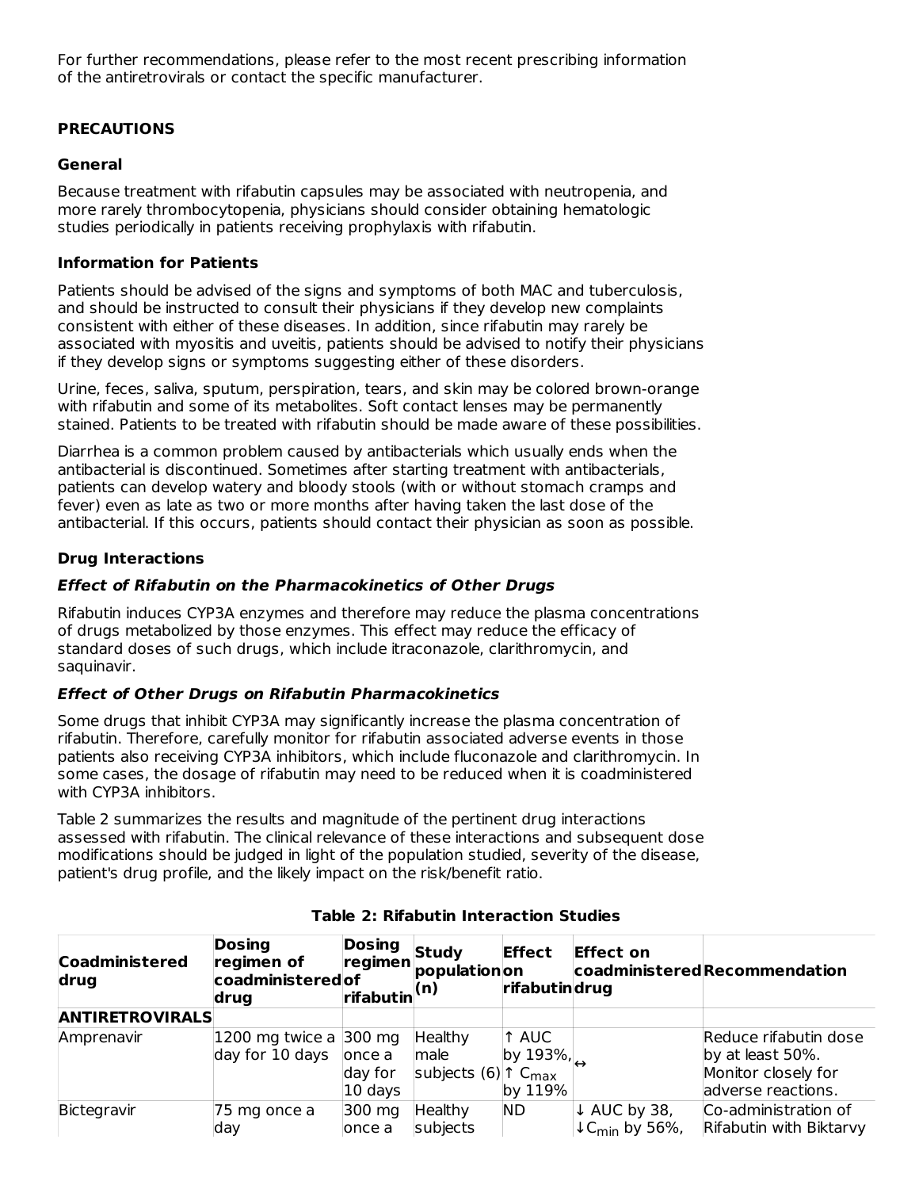For further recommendations, please refer to the most recent prescribing information of the antiretrovirals or contact the specific manufacturer.

## PRECAUTIONS

### General

Because treatment with rifabutin capsules may be associated with neutropenia, and more rarely thrombocytopenia, physicians should consider obtaining hematologic studies periodically in patients receiving prophylaxis with rifabutin.

### Information for Patients

Patients should be advised of the signs and symptoms of both MAC and tuberculosis, and should be instructed to consult their physicians if they develop new complaints consistent with either of these diseases. In addition, since rifabutin may rarely be associated with myositis and uveitis, patients should be advised to notify their physicians if they develop signs or symptoms suggesting either of these disorders.

Urine, feces, saliva, sputum, perspiration, tears, and skin may be colored brown-orange with rifabutin and some of its metabolites. Soft contact lenses may be permanently stained. Patients to be treated with rifabutin should be made aware of these possibilities.

Diarrhea is a common problem caused by antibacterials which usually ends when the antibacterial is discontinued. Sometimes after starting treatment with antibacterials, patients can develop watery and bloody stools (with or without stomach cramps and fever) even as late as two or more months after having taken the last dose of the antibacterial. If this occurs, patients should contact their physician as soon as possible.

### Drug Interactions

***Effect of Rifabutin on the Pharmacokinetics of Other Drugs***

Rifabutin induces CYP3A enzymes and therefore may reduce the plasma concentrations of drugs metabolized by those enzymes. This effect may reduce the efficacy of standard doses of such drugs, which include itraconazole, clarithromycin, and saquinavir.

***Effect of Other Drugs on Rifabutin Pharmacokinetics***

Some drugs that inhibit CYP3A may significantly increase the plasma concentration of rifabutin. Therefore, carefully monitor for rifabutin associated adverse events in those patients also receiving CYP3A inhibitors, which include fluconazole and clarithromycin. In some cases, the dosage of rifabutin may need to be reduced when it is coadministered with CYP3A inhibitors.

Table 2 summarizes the results and magnitude of the pertinent drug interactions assessed with rifabutin. The clinical relevance of these interactions and subsequent dose modifications should be judged in light of the population studied, severity of the disease, patient's drug profile, and the likely impact on the risk/benefit ratio.

**Table 2: Rifabutin Interaction Studies**

| Coadministered drug | Dosing regimen of coadministered drug | Dosing regimen of rifabutin | Study population (n) | Effect on rifabutin | Effect on coadministered drug | Recommendation |
|---|---|---|---|---|---|---|
| **ANTIRETROVIRALS** | | | | | | |
| Amprenavir | 1200 mg twice a day for 10 days | 300 mg once a day for 10 days | Healthy male subjects (6) | ↑ AUC by 193%, ↑ $C_{max}$ by 119% | ↔ | Reduce rifabutin dose by at least 50%. Monitor closely for adverse reactions. |
| Bictegravir | 75 mg once a day | 300 mg once a | Healthy subjects | ND | ↓ AUC by 38, ↓$C_{min}$ by 56%, | Co-administration of Rifabutin with Biktarvy |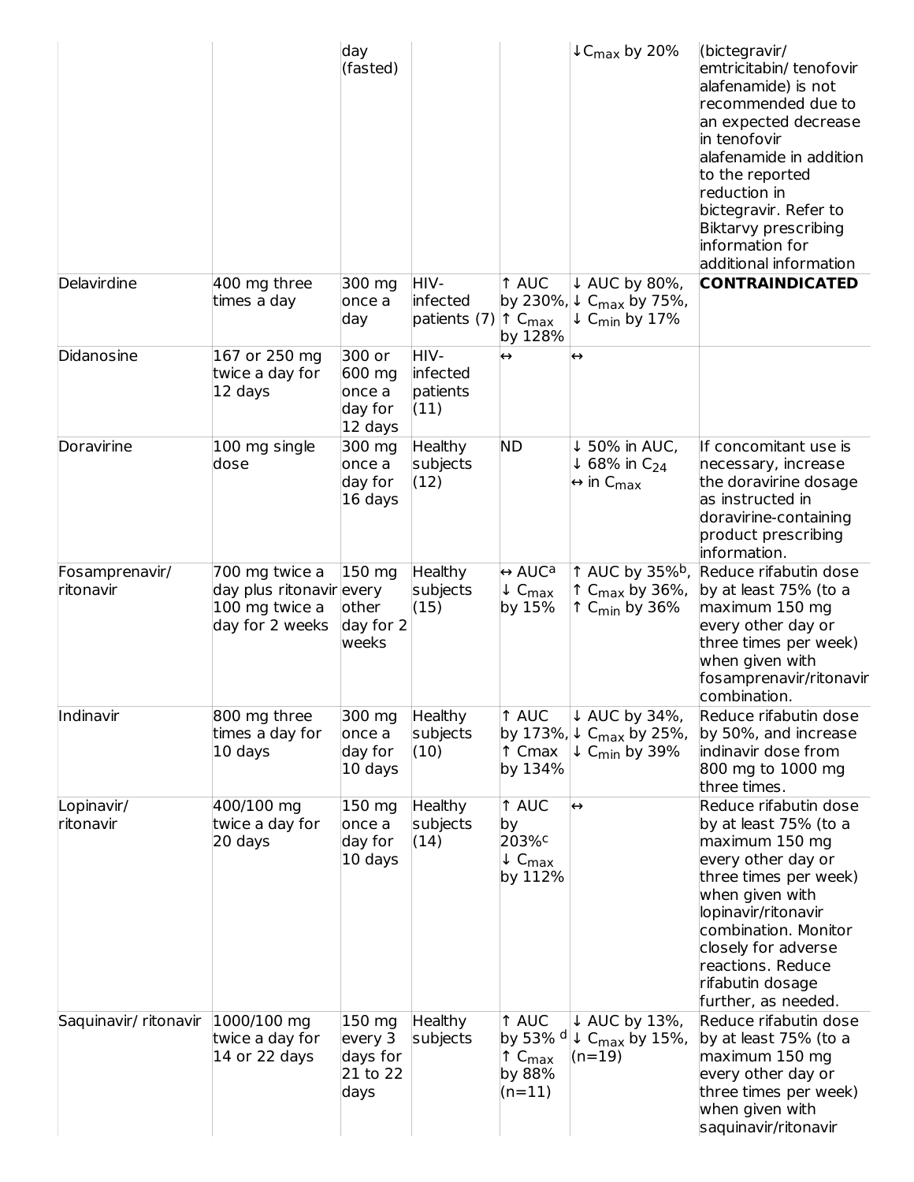|  |  | day (fasted) |  |  | ↓$C_{max}$ by 20% | (bictegravir/ emtricitabin/ tenofovir alafenamide) is not recommended due to an expected decrease in tenofovir alafenamide in addition to the reported reduction in bictegravir. Refer to Biktarvy prescribing information for additional information |
|---|---|---|---|---|---|---|
| Delavirdine | 400 mg three times a day | 300 mg once a day | HIV-infected patients (7) | ↑ AUC by 230%, ↑ $C_{max}$ by 128% | ↓ AUC by 80%, ↓ $C_{max}$ by 75%, ↓ $C_{min}$ by 17% | **CONTRAINDICATED** |
| Didanosine | 167 or 250 mg twice a day for 12 days | 300 or 600 mg once a day for 12 days | HIV-infected patients (11) | ↔ | ↔ |  |
| Doravirine | 100 mg single dose | 300 mg once a day for 16 days | Healthy subjects (12) | ND | ↓ 50% in AUC, ↓ 68% in $C_{24}$ ↔ in $C_{max}$ | If concomitant use is necessary, increase the doravirine dosage as instructed in doravirine-containing product prescribing information. |
| Fosamprenavir/ ritonavir | 700 mg twice a day plus ritonavir 100 mg twice a day for 2 weeks | 150 mg every other day for 2 weeks | Healthy subjects (15) | ↔ AUC[a] ↓ $C_{max}$ by 15% | ↑ AUC by 35%[b], ↑ $C_{max}$ by 36%, ↑ $C_{min}$ by 36% | Reduce rifabutin dose by at least 75% (to a maximum 150 mg every other day or three times per week) when given with fosamprenavir/ritonavir combination. |
| Indinavir | 800 mg three times a day for 10 days | 300 mg once a day for 10 days | Healthy subjects (10) | ↑ AUC by 173%, ↑ Cmax by 134% | ↓ AUC by 34%, ↓ $C_{max}$ by 25%, ↓ $C_{min}$ by 39% | Reduce rifabutin dose by 50%, and increase indinavir dose from 800 mg to 1000 mg three times. |
| Lopinavir/ ritonavir | 400/100 mg twice a day for 20 days | 150 mg once a day for 10 days | Healthy subjects (14) | ↑ AUC by 203%[c] ↓ $C_{max}$ by 112% | ↔ | Reduce rifabutin dose by at least 75% (to a maximum 150 mg every other day or three times per week) when given with lopinavir/ritonavir combination. Monitor closely for adverse reactions. Reduce rifabutin dosage further, as needed. |
| Saquinavir/ ritonavir | 1000/100 mg twice a day for 14 or 22 days | 150 mg every 3 days for 21 to 22 days | Healthy subjects | ↑ AUC by 53% [d] ↑ $C_{max}$ by 88% (n=11) | ↓ AUC by 13%, ↓ $C_{max}$ by 15%, (n=19) | Reduce rifabutin dose by at least 75% (to a maximum 150 mg every other day or three times per week) when given with saquinavir/ritonavir |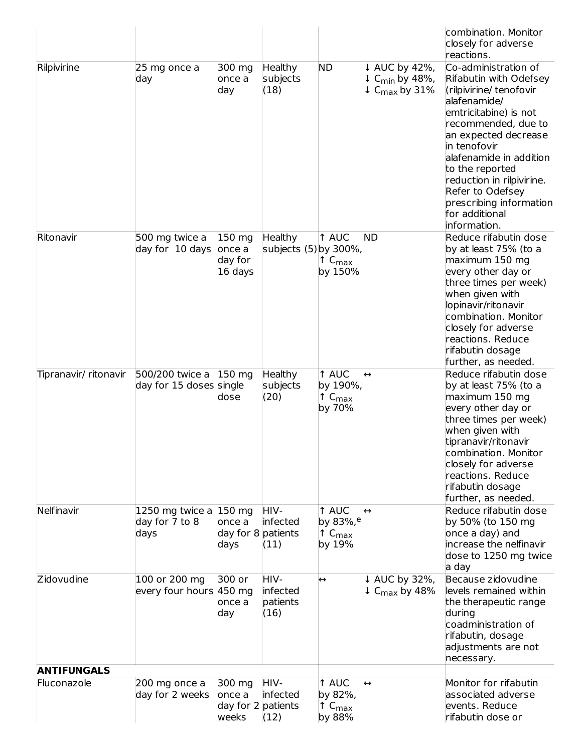| | | | | | | |
|---|---|---|---|---|---|---|
| | | | | | | combination. Monitor closely for adverse reactions. |
| Rilpivirine | 25 mg once a day | 300 mg once a day | Healthy subjects (18) | ND | ↓ AUC by 42%, ↓ $C_{min}$ by 48%, ↓ $C_{max}$ by 31% | Co-administration of Rifabutin with Odefsey (rilpivirine/ tenofovir alafenamide/ emtricitabine) is not recommended, due to an expected decrease in tenofovir alafenamide in addition to the reported reduction in rilpivirine. Refer to Odefsey prescribing information for additional information. |
| Ritonavir | 500 mg twice a day for 10 days | 150 mg once a day for 16 days | Healthy subjects (5) | ↑ AUC by 300%, ↑ $C_{max}$ by 150% | ND | Reduce rifabutin dose by at least 75% (to a maximum 150 mg every other day or three times per week) when given with lopinavir/ritonavir combination. Monitor closely for adverse reactions. Reduce rifabutin dosage further, as needed. |
| Tipranavir/ ritonavir | 500/200 twice a day for 15 doses | 150 mg single dose | Healthy subjects (20) | ↑ AUC by 190%, ↑ $C_{max}$ by 70% | ↔ | Reduce rifabutin dose by at least 75% (to a maximum 150 mg every other day or three times per week) when given with tipranavir/ritonavir combination. Monitor closely for adverse reactions. Reduce rifabutin dosage further, as needed. |
| Nelfinavir | 1250 mg twice a day for 7 to 8 days | 150 mg once a day for 8 days | HIV-infected patients (11) | ↑ AUC by 83%,[e] ↑ $C_{max}$ by 19% | ↔ | Reduce rifabutin dose by 50% (to 150 mg once a day) and increase the nelfinavir dose to 1250 mg twice a day |
| Zidovudine | 100 or 200 mg every four hours | 300 or 450 mg once a day | HIV-infected patients (16) | ↔ | ↓ AUC by 32%, ↓ $C_{max}$ by 48% | Because zidovudine levels remained within the therapeutic range during coadministration of rifabutin, dosage adjustments are not necessary. |
| **ANTIFUNGALS** | | | | | | |
| Fluconazole | 200 mg once a day for 2 weeks | 300 mg once a day for 2 weeks | HIV-infected patients (12) | ↑ AUC by 82%, ↑ $C_{max}$ by 88% | ↔ | Monitor for rifabutin associated adverse events. Reduce rifabutin dose or |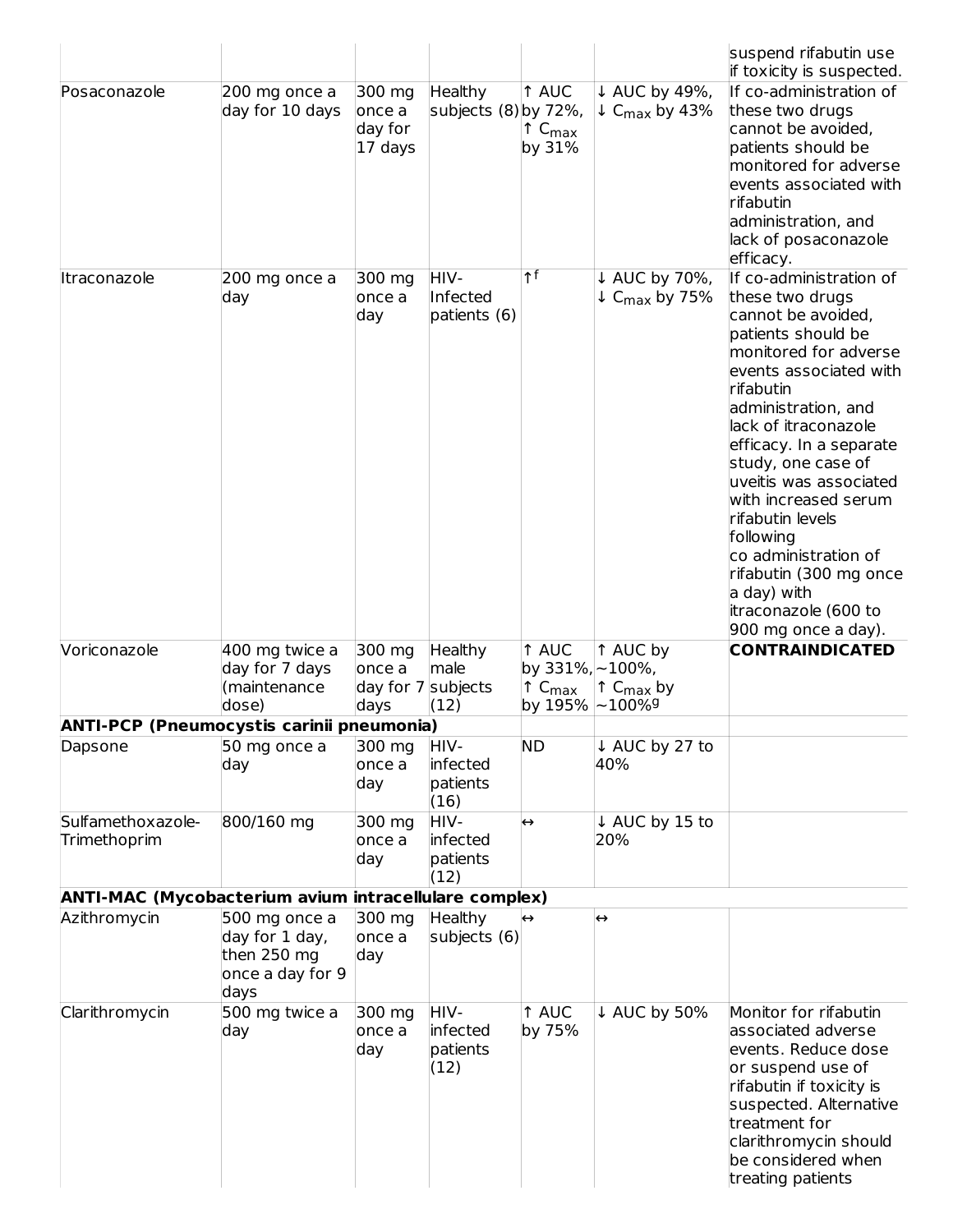| | | | | | | |
|---|---|---|---|---|---|---|
| | | | | | | suspend rifabutin use if toxicity is suspected. |
| Posaconazole | 200 mg once a day for 10 days | 300 mg once a day for 17 days | Healthy subjects (8) | ↑ AUC by 72%, ↑ $C_{max}$ by 31% | ↓ AUC by 49%, ↓ $C_{max}$ by 43% | If co-administration of these two drugs cannot be avoided, patients should be monitored for adverse events associated with rifabutin administration, and lack of posaconazole efficacy. |
| Itraconazole | 200 mg once a day | 300 mg once a day | HIV-Infected patients (6) | ↑[f] | ↓ AUC by 70%, ↓ $C_{max}$ by 75% | If co-administration of these two drugs cannot be avoided, patients should be monitored for adverse events associated with rifabutin administration, and lack of itraconazole efficacy. In a separate study, one case of uveitis was associated with increased serum rifabutin levels following co administration of rifabutin (300 mg once a day) with itraconazole (600 to 900 mg once a day). |
| Voriconazole | 400 mg twice a day for 7 days (maintenance dose) | 300 mg once a day for 7 days | Healthy male subjects (12) | ↑ AUC by 331%, ↑ $C_{max}$ by 195% | ↑ AUC by ~100%, ↑ $C_{max}$ by ~100%[g] | **CONTRAINDICATED** |
| **ANTI-PCP (Pneumocystis carinii pneumonia)** | | | | | | |
| Dapsone | 50 mg once a day | 300 mg once a day | HIV-infected patients (16) | ND | ↓ AUC by 27 to 40% | |
| Sulfamethoxazole-Trimethoprim | 800/160 mg | 300 mg once a day | HIV-infected patients (12) | ↔ | ↓ AUC by 15 to 20% | |
| **ANTI-MAC (Mycobacterium avium intracellulare complex)** | | | | | | |
| Azithromycin | 500 mg once a day for 1 day, then 250 mg once a day for 9 days | 300 mg once a day | Healthy subjects (6) | ↔ | ↔ | |
| Clarithromycin | 500 mg twice a day | 300 mg once a day | HIV-infected patients (12) | ↑ AUC by 75% | ↓ AUC by 50% | Monitor for rifabutin associated adverse events. Reduce dose or suspend use of rifabutin if toxicity is suspected. Alternative treatment for clarithromycin should be considered when treating patients |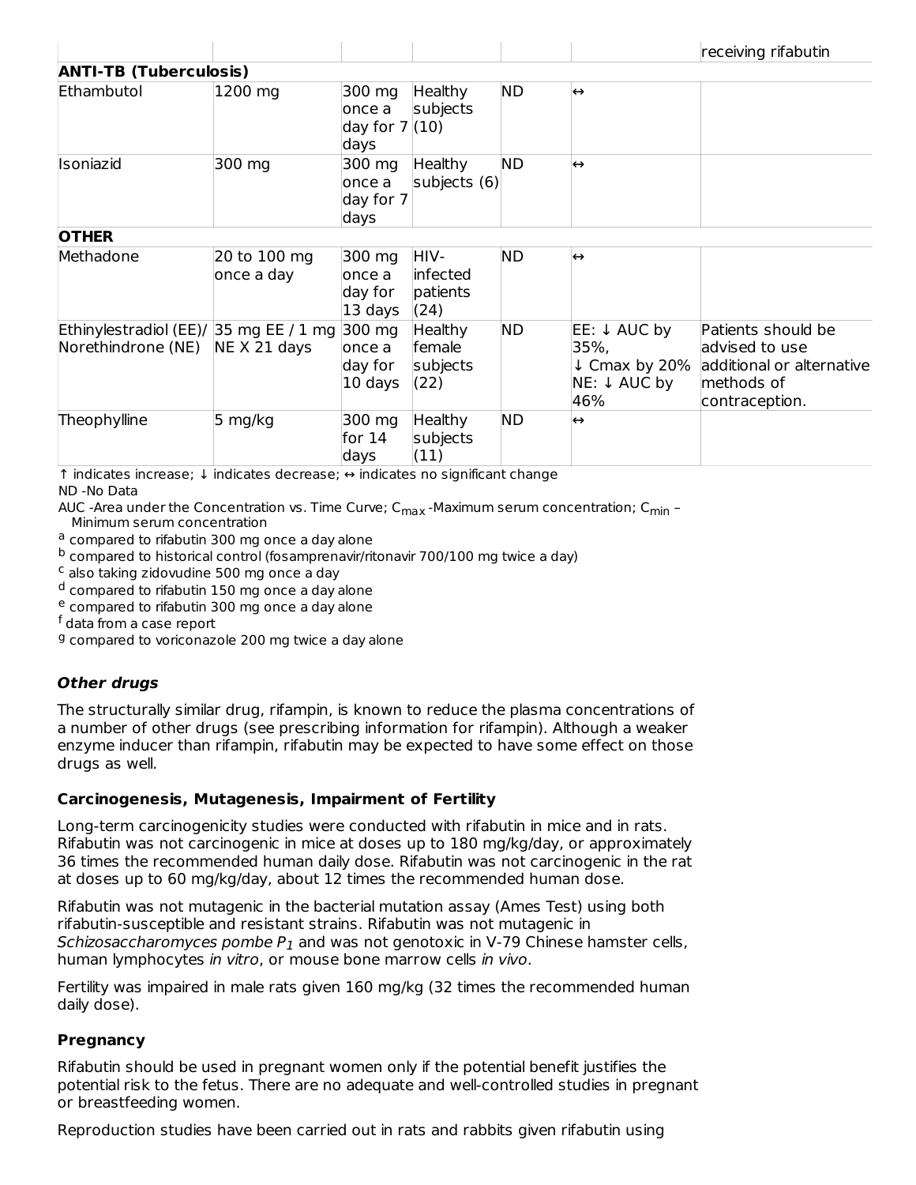| | | | | | | receiving rifabutin |
|---|---|---|---|---|---|---|
| **ANTI-TB (Tuberculosis)** | | | | | | |
| Ethambutol | 1200 mg | 300 mg once a day for 7 days | Healthy subjects (10) | ND | ↔ | |
| Isoniazid | 300 mg | 300 mg once a day for 7 days | Healthy subjects (6) | ND | ↔ | |
| **OTHER** | | | | | | |
| Methadone | 20 to 100 mg once a day | 300 mg once a day for 13 days | HIV-infected patients (24) | ND | ↔ | |
| Ethinylestradiol (EE)/ Norethindrone (NE) | 35 mg EE / 1 mg NE X 21 days | 300 mg once a day for 10 days | Healthy female subjects (22) | ND | EE: ↓ AUC by 35%, ↓ Cmax by 20% NE: ↓ AUC by 46% | Patients should be advised to use additional or alternative methods of contraception. |
| Theophylline | 5 mg/kg | 300 mg for 14 days | Healthy subjects (11) | ND | ↔ | |

↑ indicates increase; ↓ indicates decrease; ↔ indicates no significant change

ND -No Data

AUC -Area under the Concentration vs. Time Curve; $C_{max}$ -Maximum serum concentration; $C_{min}$ – Minimum serum concentration

[a] compared to rifabutin 300 mg once a day alone

[b] compared to historical control (fosamprenavir/ritonavir 700/100 mg twice a day)

[c] also taking zidovudine 500 mg once a day

[d] compared to rifabutin 150 mg once a day alone

[e] compared to rifabutin 300 mg once a day alone

[f] data from a case report

[g] compared to voriconazole 200 mg twice a day alone

### *Other drugs*

The structurally similar drug, rifampin, is known to reduce the plasma concentrations of a number of other drugs (see prescribing information for rifampin). Although a weaker enzyme inducer than rifampin, rifabutin may be expected to have some effect on those drugs as well.

### Carcinogenesis, Mutagenesis, Impairment of Fertility

Long-term carcinogenicity studies were conducted with rifabutin in mice and in rats. Rifabutin was not carcinogenic in mice at doses up to 180 mg/kg/day, or approximately 36 times the recommended human daily dose. Rifabutin was not carcinogenic in the rat at doses up to 60 mg/kg/day, about 12 times the recommended human dose.

Rifabutin was not mutagenic in the bacterial mutation assay (Ames Test) using both rifabutin-susceptible and resistant strains. Rifabutin was not mutagenic in *Schizosaccharomyces pombe* $P_1$ and was not genotoxic in V-79 Chinese hamster cells, human lymphocytes *in vitro*, or mouse bone marrow cells *in vivo*.

Fertility was impaired in male rats given 160 mg/kg (32 times the recommended human daily dose).

### Pregnancy

Rifabutin should be used in pregnant women only if the potential benefit justifies the potential risk to the fetus. There are no adequate and well-controlled studies in pregnant or breastfeeding women.

Reproduction studies have been carried out in rats and rabbits given rifabutin using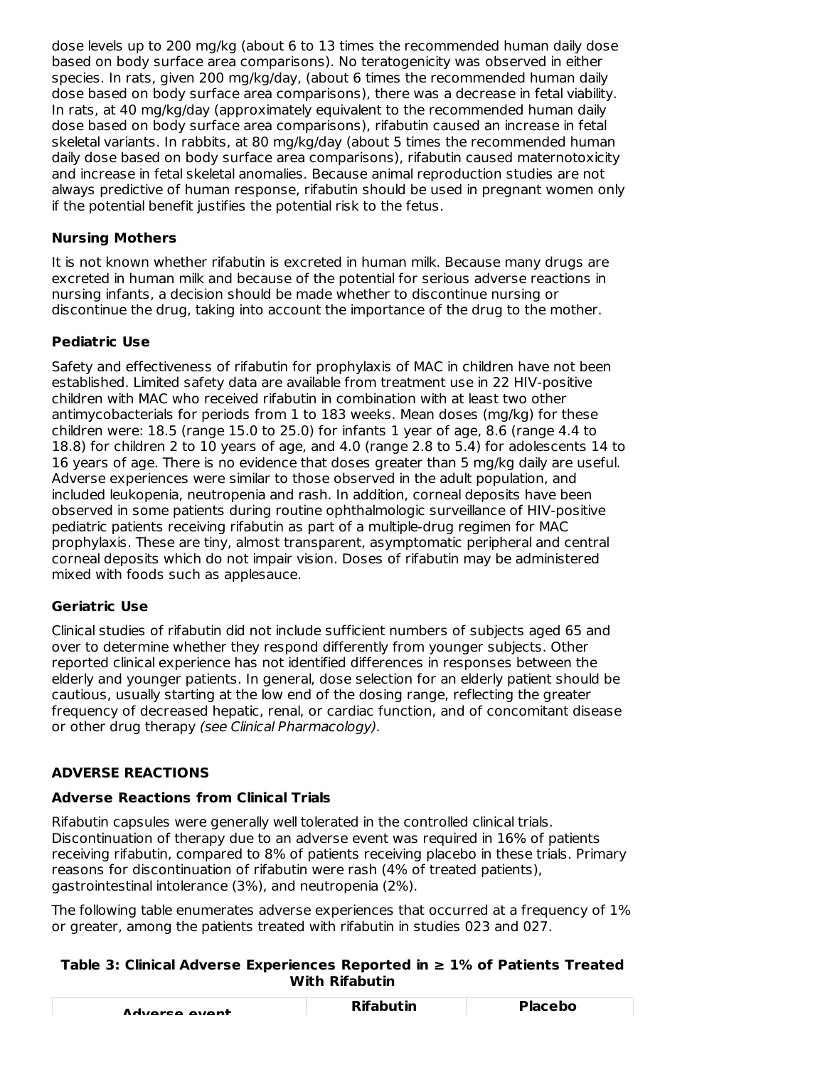dose levels up to 200 mg/kg (about 6 to 13 times the recommended human daily dose based on body surface area comparisons). No teratogenicity was observed in either species. In rats, given 200 mg/kg/day, (about 6 times the recommended human daily dose based on body surface area comparisons), there was a decrease in fetal viability. In rats, at 40 mg/kg/day (approximately equivalent to the recommended human daily dose based on body surface area comparisons), rifabutin caused an increase in fetal skeletal variants. In rabbits, at 80 mg/kg/day (about 5 times the recommended human daily dose based on body surface area comparisons), rifabutin caused maternotoxicity and increase in fetal skeletal anomalies. Because animal reproduction studies are not always predictive of human response, rifabutin should be used in pregnant women only if the potential benefit justifies the potential risk to the fetus.

### Nursing Mothers

It is not known whether rifabutin is excreted in human milk. Because many drugs are excreted in human milk and because of the potential for serious adverse reactions in nursing infants, a decision should be made whether to discontinue nursing or discontinue the drug, taking into account the importance of the drug to the mother.

### Pediatric Use

Safety and effectiveness of rifabutin for prophylaxis of MAC in children have not been established. Limited safety data are available from treatment use in 22 HIV-positive children with MAC who received rifabutin in combination with at least two other antimycobacterials for periods from 1 to 183 weeks. Mean doses (mg/kg) for these children were: 18.5 (range 15.0 to 25.0) for infants 1 year of age, 8.6 (range 4.4 to 18.8) for children 2 to 10 years of age, and 4.0 (range 2.8 to 5.4) for adolescents 14 to 16 years of age. There is no evidence that doses greater than 5 mg/kg daily are useful. Adverse experiences were similar to those observed in the adult population, and included leukopenia, neutropenia and rash. In addition, corneal deposits have been observed in some patients during routine ophthalmologic surveillance of HIV-positive pediatric patients receiving rifabutin as part of a multiple-drug regimen for MAC prophylaxis. These are tiny, almost transparent, asymptomatic peripheral and central corneal deposits which do not impair vision. Doses of rifabutin may be administered mixed with foods such as applesauce.

### Geriatric Use

Clinical studies of rifabutin did not include sufficient numbers of subjects aged 65 and over to determine whether they respond differently from younger subjects. Other reported clinical experience has not identified differences in responses between the elderly and younger patients. In general, dose selection for an elderly patient should be cautious, usually starting at the low end of the dosing range, reflecting the greater frequency of decreased hepatic, renal, or cardiac function, and of concomitant disease or other drug therapy *(see Clinical Pharmacology).*

## ADVERSE REACTIONS

### Adverse Reactions from Clinical Trials

Rifabutin capsules were generally well tolerated in the controlled clinical trials. Discontinuation of therapy due to an adverse event was required in 16% of patients receiving rifabutin, compared to 8% of patients receiving placebo in these trials. Primary reasons for discontinuation of rifabutin were rash (4% of treated patients), gastrointestinal intolerance (3%), and neutropenia (2%).

The following table enumerates adverse experiences that occurred at a frequency of 1% or greater, among the patients treated with rifabutin in studies 023 and 027.

**Table 3: Clinical Adverse Experiences Reported in ≥ 1% of Patients Treated With Rifabutin**

| Adverse event | Rifabutin | Placebo |
|---|---|---|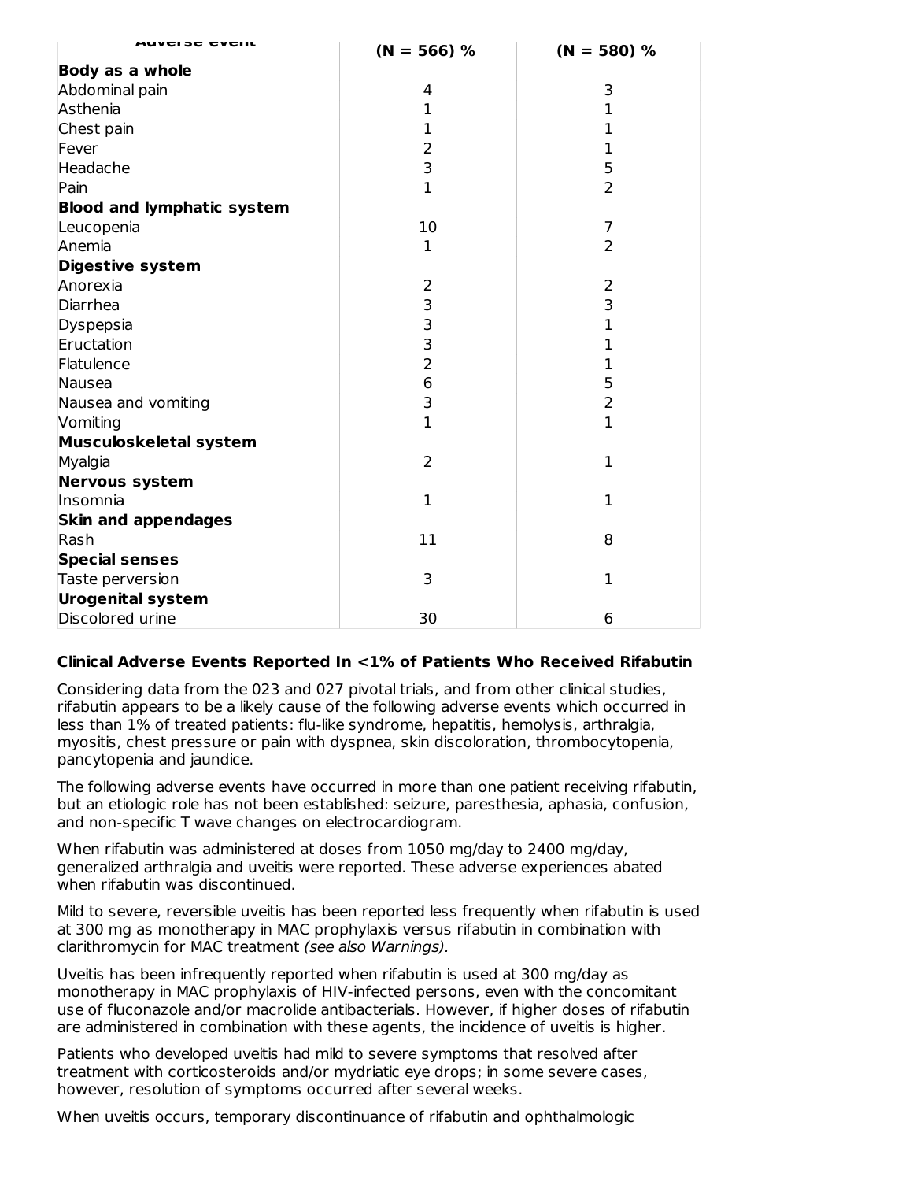| Adverse event | (N = 566) % | (N = 580) % |
| --- | --- | --- |
| **Body as a whole** | | |
| Abdominal pain | 4 | 3 |
| Asthenia | 1 | 1 |
| Chest pain | 1 | 1 |
| Fever | 2 | 1 |
| Headache | 3 | 5 |
| Pain | 1 | 2 |
| **Blood and lymphatic system** | | |
| Leucopenia | 10 | 7 |
| Anemia | 1 | 2 |
| **Digestive system** | | |
| Anorexia | 2 | 2 |
| Diarrhea | 3 | 3 |
| Dyspepsia | 3 | 1 |
| Eructation | 3 | 1 |
| Flatulence | 2 | 1 |
| Nausea | 6 | 5 |
| Nausea and vomiting | 3 | 2 |
| Vomiting | 1 | 1 |
| **Musculoskeletal system** | | |
| Myalgia | 2 | 1 |
| **Nervous system** | | |
| Insomnia | 1 | 1 |
| **Skin and appendages** | | |
| Rash | 11 | 8 |
| **Special senses** | | |
| Taste perversion | 3 | 1 |
| **Urogenital system** | | |
| Discolored urine | 30 | 6 |

**Clinical Adverse Events Reported In <1% of Patients Who Received Rifabutin**

Considering data from the 023 and 027 pivotal trials, and from other clinical studies, rifabutin appears to be a likely cause of the following adverse events which occurred in less than 1% of treated patients: flu-like syndrome, hepatitis, hemolysis, arthralgia, myositis, chest pressure or pain with dyspnea, skin discoloration, thrombocytopenia, pancytopenia and jaundice.

The following adverse events have occurred in more than one patient receiving rifabutin, but an etiologic role has not been established: seizure, paresthesia, aphasia, confusion, and non-specific T wave changes on electrocardiogram.

When rifabutin was administered at doses from 1050 mg/day to 2400 mg/day, generalized arthralgia and uveitis were reported. These adverse experiences abated when rifabutin was discontinued.

Mild to severe, reversible uveitis has been reported less frequently when rifabutin is used at 300 mg as monotherapy in MAC prophylaxis versus rifabutin in combination with clarithromycin for MAC treatment *(see also Warnings).*

Uveitis has been infrequently reported when rifabutin is used at 300 mg/day as monotherapy in MAC prophylaxis of HIV-infected persons, even with the concomitant use of fluconazole and/or macrolide antibacterials. However, if higher doses of rifabutin are administered in combination with these agents, the incidence of uveitis is higher.

Patients who developed uveitis had mild to severe symptoms that resolved after treatment with corticosteroids and/or mydriatic eye drops; in some severe cases, however, resolution of symptoms occurred after several weeks.

When uveitis occurs, temporary discontinuance of rifabutin and ophthalmologic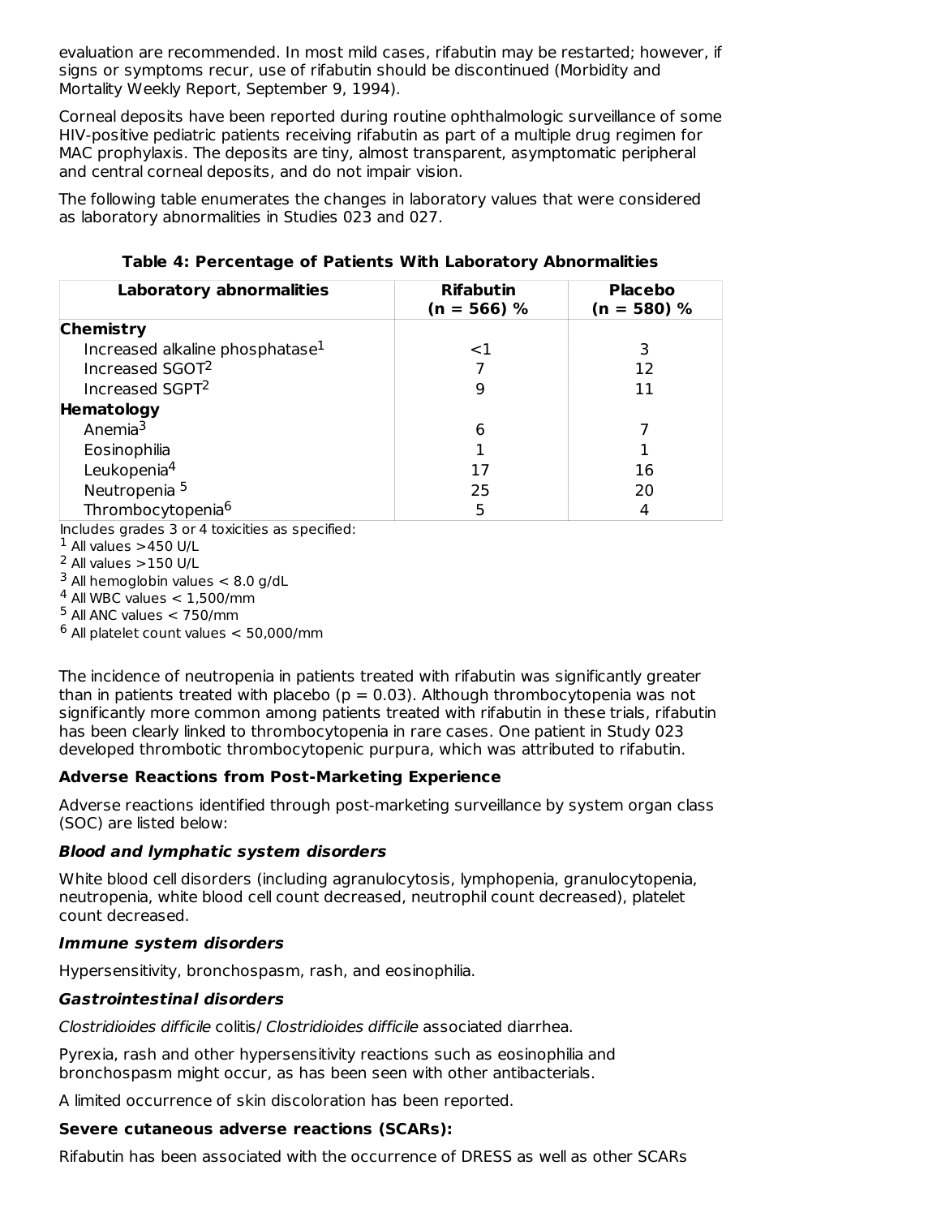evaluation are recommended. In most mild cases, rifabutin may be restarted; however, if signs or symptoms recur, use of rifabutin should be discontinued (Morbidity and Mortality Weekly Report, September 9, 1994).

Corneal deposits have been reported during routine ophthalmologic surveillance of some HIV-positive pediatric patients receiving rifabutin as part of a multiple drug regimen for MAC prophylaxis. The deposits are tiny, almost transparent, asymptomatic peripheral and central corneal deposits, and do not impair vision.

The following table enumerates the changes in laboratory values that were considered as laboratory abnormalities in Studies 023 and 027.

**Table 4: Percentage of Patients With Laboratory Abnormalities**

| Laboratory abnormalities | Rifabutin (n = 566) % | Placebo (n = 580) % |
|---|---|---|
| **Chemistry** | | |
| Increased alkaline phosphatase[1] | <1 | 3 |
| Increased SGOT[2] | 7 | 12 |
| Increased SGPT[2] | 9 | 11 |
| **Hematology** | | |
| Anemia[3] | 6 | 7 |
| Eosinophilia | 1 | 1 |
| Leukopenia[4] | 17 | 16 |
| Neutropenia [5] | 25 | 20 |
| Thrombocytopenia[6] | 5 | 4 |

Includes grades 3 or 4 toxicities as specified:
[1] All values >450 U/L
[2] All values >150 U/L
[3] All hemoglobin values < 8.0 g/dL
[4] All WBC values < 1,500/mm
[5] All ANC values < 750/mm
[6] All platelet count values < 50,000/mm

The incidence of neutropenia in patients treated with rifabutin was significantly greater than in patients treated with placebo ($p = 0.03$). Although thrombocytopenia was not significantly more common among patients treated with rifabutin in these trials, rifabutin has been clearly linked to thrombocytopenia in rare cases. One patient in Study 023 developed thrombotic thrombocytopenic purpura, which was attributed to rifabutin.

**Adverse Reactions from Post-Marketing Experience**

Adverse reactions identified through post-marketing surveillance by system organ class (SOC) are listed below:

***Blood and lymphatic system disorders***

White blood cell disorders (including agranulocytosis, lymphopenia, granulocytopenia, neutropenia, white blood cell count decreased, neutrophil count decreased), platelet count decreased.

***Immune system disorders***

Hypersensitivity, bronchospasm, rash, and eosinophilia.

***Gastrointestinal disorders***

*Clostridioides difficile* colitis/ *Clostridioides difficile* associated diarrhea.

Pyrexia, rash and other hypersensitivity reactions such as eosinophilia and bronchospasm might occur, as has been seen with other antibacterials.

A limited occurrence of skin discoloration has been reported.

**Severe cutaneous adverse reactions (SCARs):**

Rifabutin has been associated with the occurrence of DRESS as well as other SCARs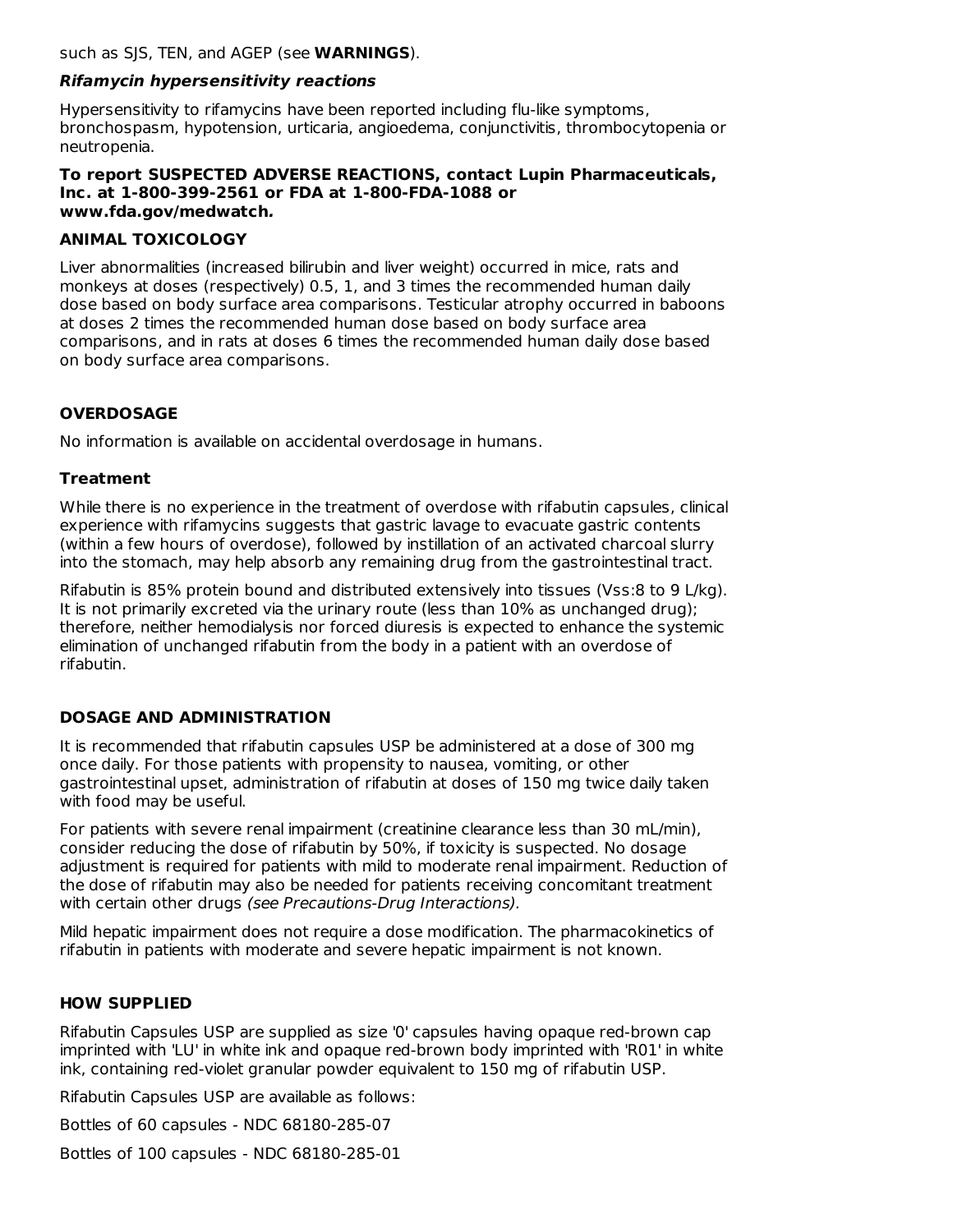such as SJS, TEN, and AGEP (see **WARNINGS**).

***Rifamycin hypersensitivity reactions***

Hypersensitivity to rifamycins have been reported including flu-like symptoms, bronchospasm, hypotension, urticaria, angioedema, conjunctivitis, thrombocytopenia or neutropenia.

**To report SUSPECTED ADVERSE REACTIONS, contact Lupin Pharmaceuticals, Inc. at 1-800-399-2561 or FDA at 1-800-FDA-1088 or www.fda.gov/medwatch*.***

## ANIMAL TOXICOLOGY

Liver abnormalities (increased bilirubin and liver weight) occurred in mice, rats and monkeys at doses (respectively) 0.5, 1, and 3 times the recommended human daily dose based on body surface area comparisons. Testicular atrophy occurred in baboons at doses 2 times the recommended human dose based on body surface area comparisons, and in rats at doses 6 times the recommended human daily dose based on body surface area comparisons.

## OVERDOSAGE

No information is available on accidental overdosage in humans.

### Treatment

While there is no experience in the treatment of overdose with rifabutin capsules, clinical experience with rifamycins suggests that gastric lavage to evacuate gastric contents (within a few hours of overdose), followed by instillation of an activated charcoal slurry into the stomach, may help absorb any remaining drug from the gastrointestinal tract.

Rifabutin is 85% protein bound and distributed extensively into tissues (Vss:8 to 9 L/kg). It is not primarily excreted via the urinary route (less than 10% as unchanged drug); therefore, neither hemodialysis nor forced diuresis is expected to enhance the systemic elimination of unchanged rifabutin from the body in a patient with an overdose of rifabutin.

## DOSAGE AND ADMINISTRATION

It is recommended that rifabutin capsules USP be administered at a dose of 300 mg once daily. For those patients with propensity to nausea, vomiting, or other gastrointestinal upset, administration of rifabutin at doses of 150 mg twice daily taken with food may be useful.

For patients with severe renal impairment (creatinine clearance less than 30 mL/min), consider reducing the dose of rifabutin by 50%, if toxicity is suspected. No dosage adjustment is required for patients with mild to moderate renal impairment. Reduction of the dose of rifabutin may also be needed for patients receiving concomitant treatment with certain other drugs *(see Precautions-Drug Interactions).*

Mild hepatic impairment does not require a dose modification. The pharmacokinetics of rifabutin in patients with moderate and severe hepatic impairment is not known.

## HOW SUPPLIED

Rifabutin Capsules USP are supplied as size '0' capsules having opaque red-brown cap imprinted with 'LU' in white ink and opaque red-brown body imprinted with 'R01' in white ink, containing red-violet granular powder equivalent to 150 mg of rifabutin USP.

Rifabutin Capsules USP are available as follows:

Bottles of 60 capsules - NDC 68180-285-07

Bottles of 100 capsules - NDC 68180-285-01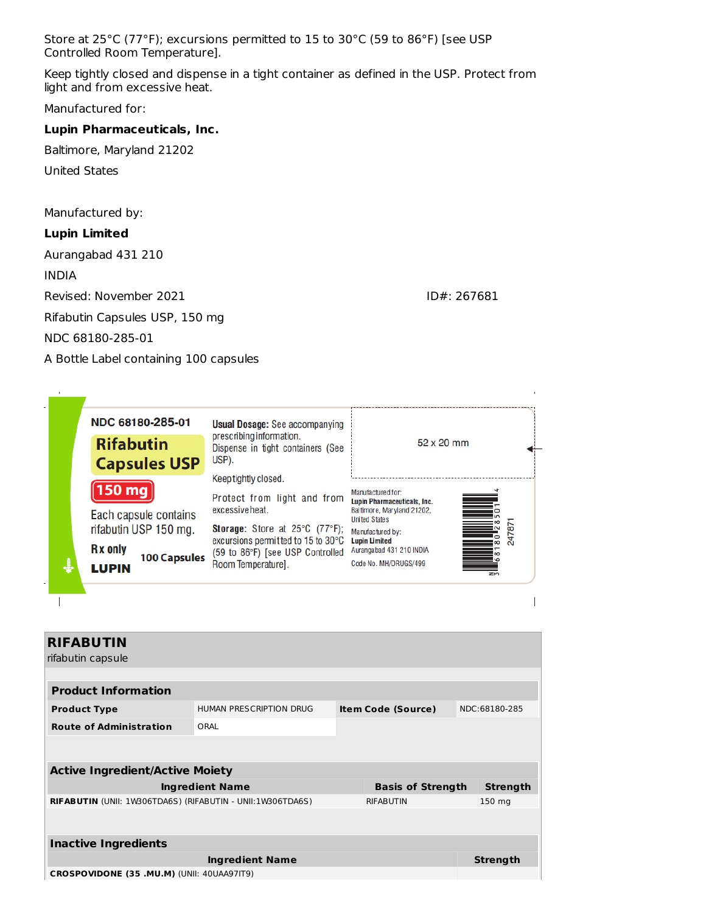Store at 25°C (77°F); excursions permitted to 15 to 30°C (59 to 86°F) [see USP Controlled Room Temperature].

Keep tightly closed and dispense in a tight container as defined in the USP. Protect from light and from excessive heat.

Manufactured for:

**Lupin Pharmaceuticals, Inc.**

Baltimore, Maryland 21202

United States

Manufactured by:

**Lupin Limited**

Aurangabad 431 210

INDIA

Revised: November 2021 ID#: 267681

Rifabutin Capsules USP, 150 mg

NDC 68180-285-01

A Bottle Label containing 100 capsules

NDC 68180-285-01

**Rifabutin Capsules USP**

**150 mg**

Each capsule contains rifabutin USP 150 mg.

Rx only

100 Capsules

LUPIN

**Usual Dosage:** See accompanying prescribing information.
Dispense in tight containers (See USP).

Keep tightly closed.

Protect from light and from excessive heat.

**Storage:** Store at 25°C (77°F); excursions permitted to 15 to 30°C (59 to 86°F) [see USP Controlled Room Temperature].

52 x 20 mm

Manufactured for:
**Lupin Pharmaceuticals, Inc.**
Baltimore, Maryland 21202,
United States
Manufactured by:
**Lupin Limited**
Aurangabad 431 210 INDIA
Code No. MH/DRUGS/499

247871

## RIFABUTIN

rifabutin capsule

| **Product Information** | | | |
|---|---|---|---|
| **Product Type** | HUMAN PRESCRIPTION DRUG | **Item Code (Source)** | NDC:68180-285 |
| **Route of Administration** | ORAL | | |

| **Active Ingredient/Active Moiety** | | |
|---|---|---|
| **Ingredient Name** | **Basis of Strength** | **Strength** |
| **RIFABUTIN** (UNII: 1W306TDA6S) (RIFABUTIN - UNII:1W306TDA6S) | RIFABUTIN | 150 mg |

| **Inactive Ingredients** | |
|---|---|
| **Ingredient Name** | **Strength** |
| **CROSPOVIDONE (35 .MU.M)** (UNII: 40UAA97IT9) | |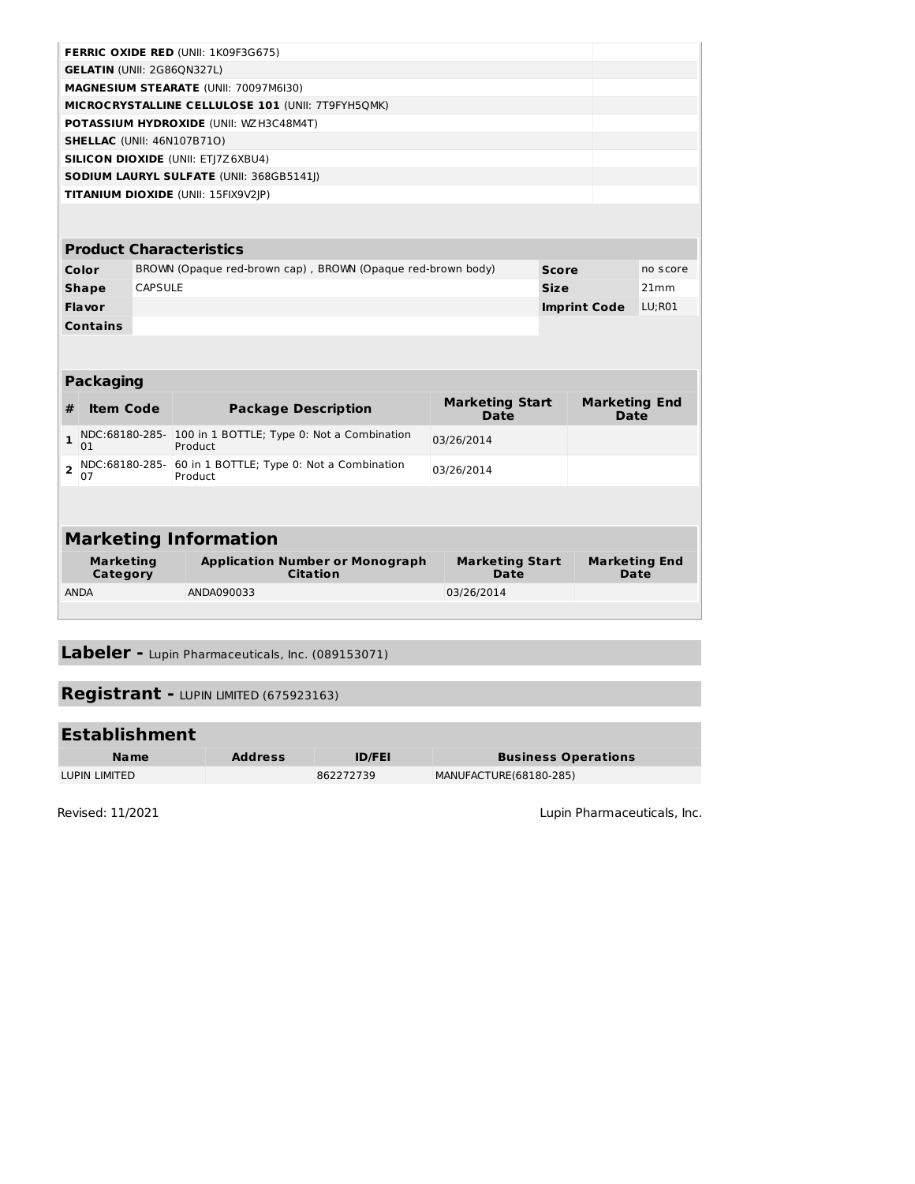| | |
|---|---|
| **FERRIC OXIDE RED** (UNII: 1K09F3G675) | |
| **GELATIN** (UNII: 2G86QN327L) | |
| **MAGNESIUM STEARATE** (UNII: 70097M6I30) | |
| **MICROCRYSTALLINE CELLULOSE 101** (UNII: 7T9FYH5QMK) | |
| **POTASSIUM HYDROXIDE** (UNII: WZH3C48M4T) | |
| **SHELLAC** (UNII: 46N107B71O) | |
| **SILICON DIOXIDE** (UNII: ETJ7Z6XBU4) | |
| **SODIUM LAURYL SULFATE** (UNII: 368GB5141J) | |
| **TITANIUM DIOXIDE** (UNII: 15FIX9V2JP) | |

## Product Characteristics

| | | | |
|---|---|---|---|
| **Color** | BROWN (Opaque red-brown cap) , BROWN (Opaque red-brown body) | **Score** | no score |
| **Shape** | CAPSULE | **Size** | 21mm |
| **Flavor** | | **Imprint Code** | LU;R01 |
| **Contains** | | | |

## Packaging

| # | Item Code | Package Description | Marketing Start Date | Marketing End Date |
|---|---|---|---|---|
| 1 | NDC:68180-285-01 | 100 in 1 BOTTLE; Type 0: Not a Combination Product | 03/26/2014 | |
| 2 | NDC:68180-285-07 | 60 in 1 BOTTLE; Type 0: Not a Combination Product | 03/26/2014 | |

## Marketing Information

| Marketing Category | Application Number or Monograph Citation | Marketing Start Date | Marketing End Date |
|---|---|---|---|
| ANDA | ANDA090033 | 03/26/2014 | |

**Labeler -** Lupin Pharmaceuticals, Inc. (089153071)

**Registrant -** LUPIN LIMITED (675923163)

## Establishment

| Name | Address | ID/FEI | Business Operations |
|---|---|---|---|
| LUPIN LIMITED | | 862272739 | MANUFACTURE(68180-285) |

Revised: 11/2021

Lupin Pharmaceuticals, Inc.